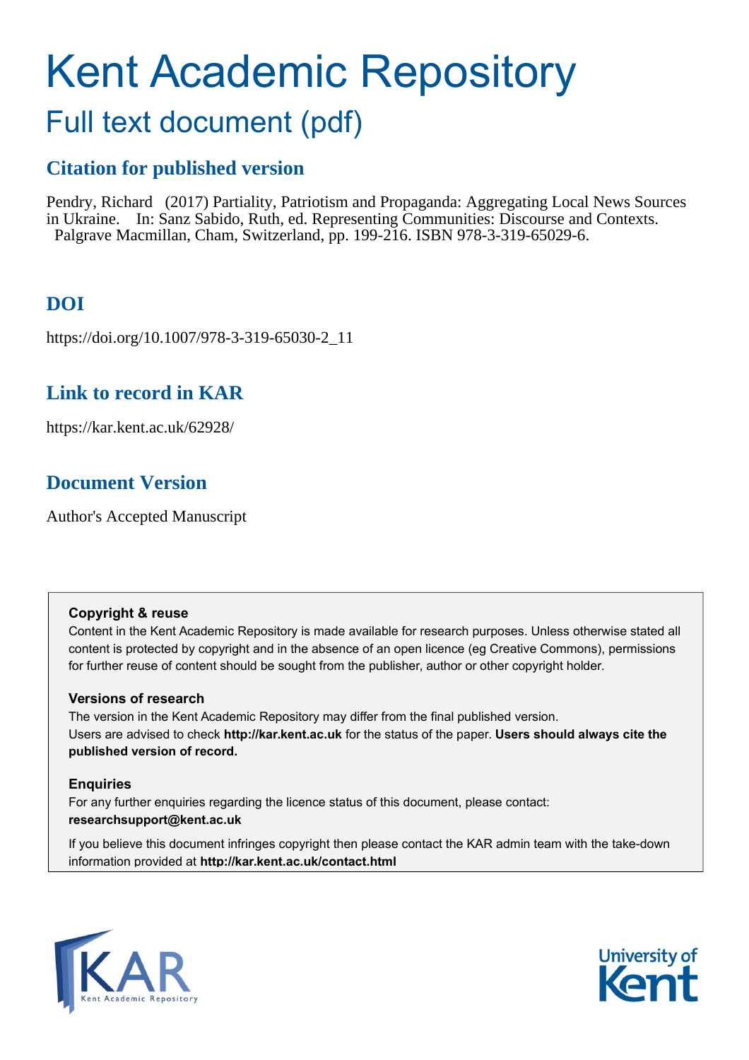# Kent Academic Repository

## Full text document (pdf)

### Citation for published version

Pendry, Richard (2017) Partiality, Patriotism and Propaganda: Aggregating Local News Sources in Ukraine. In: Sanz Sabido, Ruth, ed. Representing Communities: Discourse and Contexts. Palgrave Macmillan, Cham, Switzerland, pp. 199-216. ISBN 978-3-319-65029-6.

### DOI

https://doi.org/10.1007/978-3-319-65030-2_11

### Link to record in KAR

https://kar.kent.ac.uk/62928/

### Document Version

Author's Accepted Manuscript

**Copyright & reuse**
Content in the Kent Academic Repository is made available for research purposes. Unless otherwise stated all content is protected by copyright and in the absence of an open licence (eg Creative Commons), permissions for further reuse of content should be sought from the publisher, author or other copyright holder.

**Versions of research**
The version in the Kent Academic Repository may differ from the final published version.
Users are advised to check **http://kar.kent.ac.uk** for the status of the paper. **Users should always cite the published version of record.**

**Enquiries**
For any further enquiries regarding the licence status of this document, please contact:
**researchsupport@kent.ac.uk**

If you believe this document infringes copyright then please contact the KAR admin team with the take-down information provided at **http://kar.kent.ac.uk/contact.html**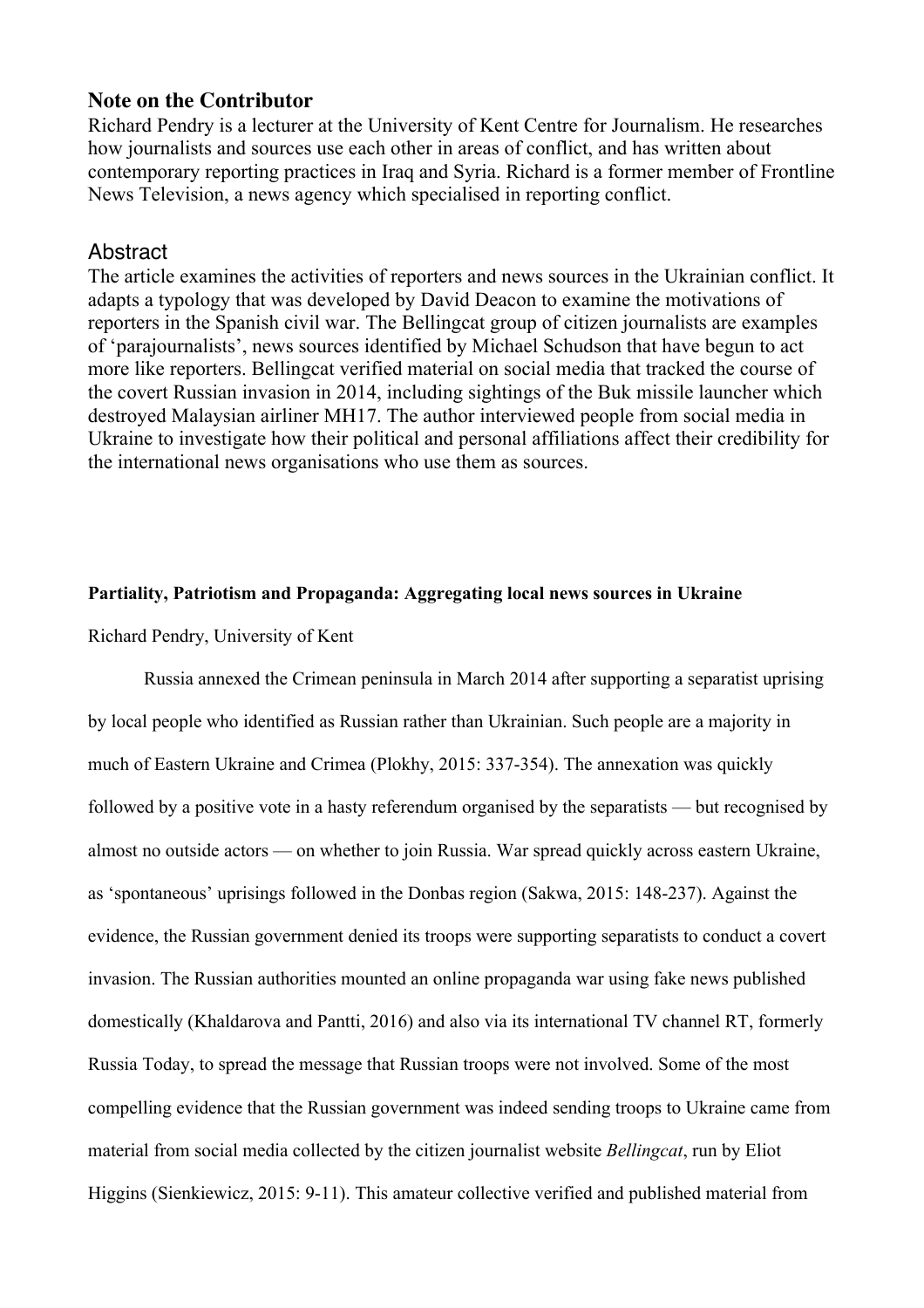## Note on the Contributor

Richard Pendry is a lecturer at the University of Kent Centre for Journalism. He researches how journalists and sources use each other in areas of conflict, and has written about contemporary reporting practices in Iraq and Syria. Richard is a former member of Frontline News Television, a news agency which specialised in reporting conflict.

## Abstract

The article examines the activities of reporters and news sources in the Ukrainian conflict. It adapts a typology that was developed by David Deacon to examine the motivations of reporters in the Spanish civil war. The Bellingcat group of citizen journalists are examples of 'parajournalists', news sources identified by Michael Schudson that have begun to act more like reporters. Bellingcat verified material on social media that tracked the course of the covert Russian invasion in 2014, including sightings of the Buk missile launcher which destroyed Malaysian airliner MH17. The author interviewed people from social media in Ukraine to investigate how their political and personal affiliations affect their credibility for the international news organisations who use them as sources.

# Partiality, Patriotism and Propaganda: Aggregating local news sources in Ukraine

Richard Pendry, University of Kent

Russia annexed the Crimean peninsula in March 2014 after supporting a separatist uprising by local people who identified as Russian rather than Ukrainian. Such people are a majority in much of Eastern Ukraine and Crimea (Plokhy, 2015: 337-354). The annexation was quickly followed by a positive vote in a hasty referendum organised by the separatists — but recognised by almost no outside actors — on whether to join Russia. War spread quickly across eastern Ukraine, as 'spontaneous' uprisings followed in the Donbas region (Sakwa, 2015: 148-237). Against the evidence, the Russian government denied its troops were supporting separatists to conduct a covert invasion. The Russian authorities mounted an online propaganda war using fake news published domestically (Khaldarova and Pantti, 2016) and also via its international TV channel RT, formerly Russia Today, to spread the message that Russian troops were not involved. Some of the most compelling evidence that the Russian government was indeed sending troops to Ukraine came from material from social media collected by the citizen journalist website *Bellingcat*, run by Eliot Higgins (Sienkiewicz, 2015: 9-11). This amateur collective verified and published material from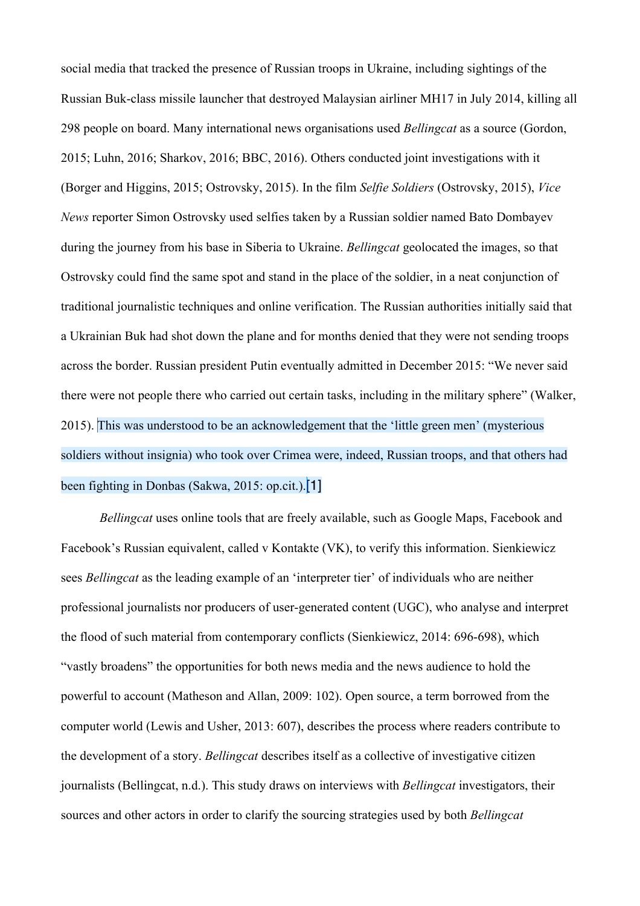social media that tracked the presence of Russian troops in Ukraine, including sightings of the Russian Buk-class missile launcher that destroyed Malaysian airliner MH17 in July 2014, killing all 298 people on board. Many international news organisations used *Bellingcat* as a source (Gordon, 2015; Luhn, 2016; Sharkov, 2016; BBC, 2016). Others conducted joint investigations with it (Borger and Higgins, 2015; Ostrovsky, 2015). In the film *Selfie Soldiers* (Ostrovsky, 2015), *Vice News* reporter Simon Ostrovsky used selfies taken by a Russian soldier named Bato Dombayev during the journey from his base in Siberia to Ukraine. *Bellingcat* geolocated the images, so that Ostrovsky could find the same spot and stand in the place of the soldier, in a neat conjunction of traditional journalistic techniques and online verification. The Russian authorities initially said that a Ukrainian Buk had shot down the plane and for months denied that they were not sending troops across the border. Russian president Putin eventually admitted in December 2015: "We never said there were not people there who carried out certain tasks, including in the military sphere" (Walker, 2015). This was understood to be an acknowledgement that the 'little green men' (mysterious soldiers without insignia) who took over Crimea were, indeed, Russian troops, and that others had been fighting in Donbas (Sakwa, 2015: op.cit.).[1]

*Bellingcat* uses online tools that are freely available, such as Google Maps, Facebook and Facebook's Russian equivalent, called v Kontakte (VK), to verify this information. Sienkiewicz sees *Bellingcat* as the leading example of an 'interpreter tier' of individuals who are neither professional journalists nor producers of user-generated content (UGC), who analyse and interpret the flood of such material from contemporary conflicts (Sienkiewicz, 2014: 696-698), which "vastly broadens" the opportunities for both news media and the news audience to hold the powerful to account (Matheson and Allan, 2009: 102). Open source, a term borrowed from the computer world (Lewis and Usher, 2013: 607), describes the process where readers contribute to the development of a story. *Bellingcat* describes itself as a collective of investigative citizen journalists (Bellingcat, n.d.). This study draws on interviews with *Bellingcat* investigators, their sources and other actors in order to clarify the sourcing strategies used by both *Bellingcat*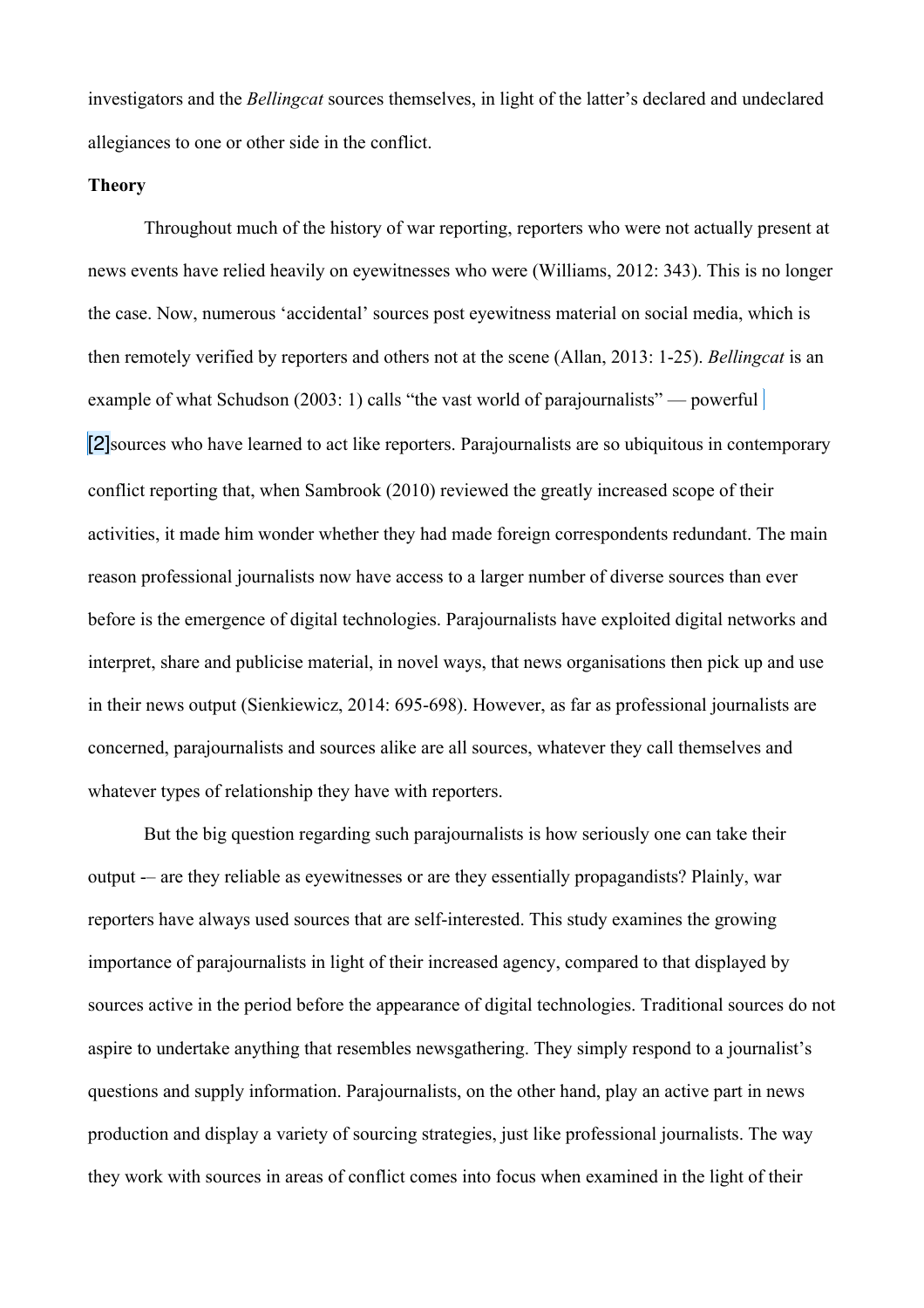investigators and the *Bellingcat* sources themselves, in light of the latter's declared and undeclared allegiances to one or other side in the conflict.

**Theory**

Throughout much of the history of war reporting, reporters who were not actually present at news events have relied heavily on eyewitnesses who were (Williams, 2012: 343). This is no longer the case. Now, numerous 'accidental' sources post eyewitness material on social media, which is then remotely verified by reporters and others not at the scene (Allan, 2013: 1-25). *Bellingcat* is an example of what Schudson (2003: 1) calls "the vast world of parajournalists" — powerful [2]sources who have learned to act like reporters. Parajournalists are so ubiquitous in contemporary conflict reporting that, when Sambrook (2010) reviewed the greatly increased scope of their activities, it made him wonder whether they had made foreign correspondents redundant. The main reason professional journalists now have access to a larger number of diverse sources than ever before is the emergence of digital technologies. Parajournalists have exploited digital networks and interpret, share and publicise material, in novel ways, that news organisations then pick up and use in their news output (Sienkiewicz, 2014: 695-698). However, as far as professional journalists are concerned, parajournalists and sources alike are all sources, whatever they call themselves and whatever types of relationship they have with reporters.

But the big question regarding such parajournalists is how seriously one can take their output -– are they reliable as eyewitnesses or are they essentially propagandists? Plainly, war reporters have always used sources that are self-interested. This study examines the growing importance of parajournalists in light of their increased agency, compared to that displayed by sources active in the period before the appearance of digital technologies. Traditional sources do not aspire to undertake anything that resembles newsgathering. They simply respond to a journalist's questions and supply information. Parajournalists, on the other hand, play an active part in news production and display a variety of sourcing strategies, just like professional journalists. The way they work with sources in areas of conflict comes into focus when examined in the light of their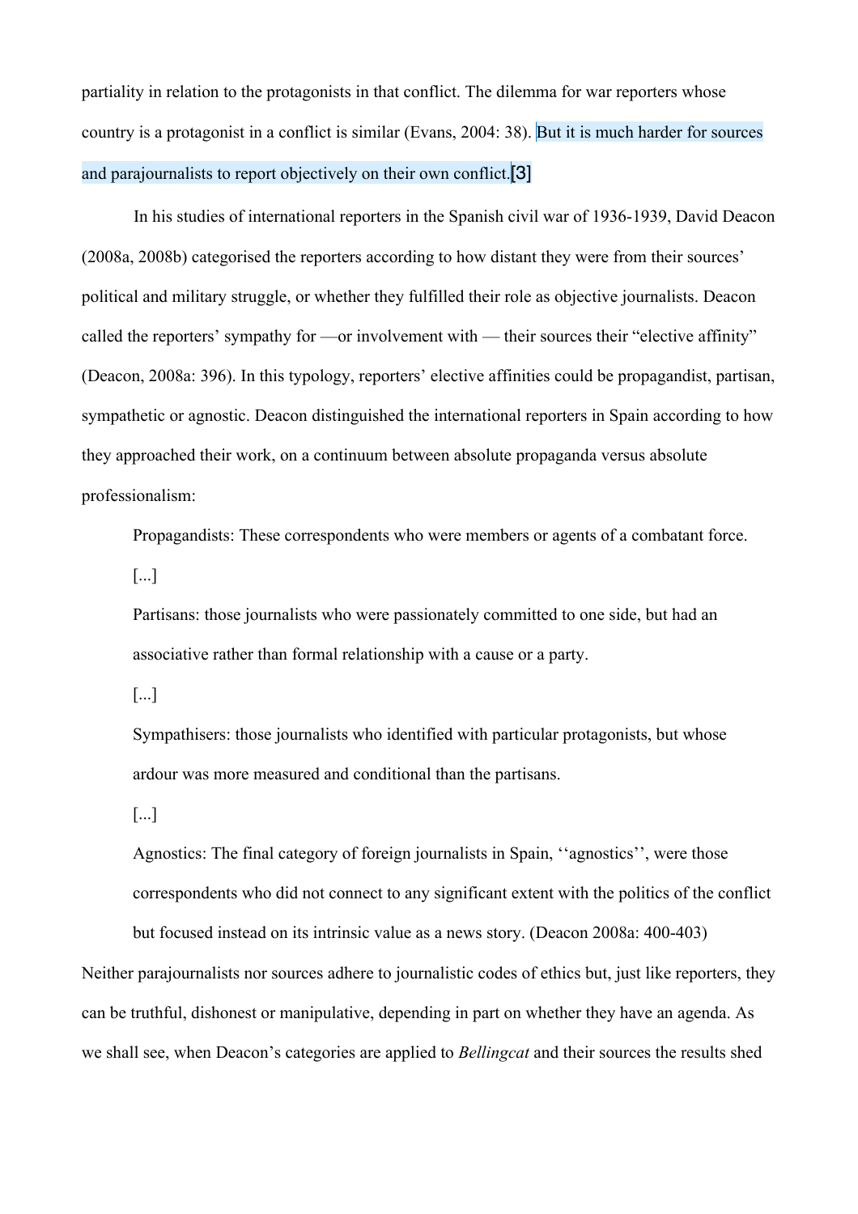partiality in relation to the protagonists in that conflict. The dilemma for war reporters whose country is a protagonist in a conflict is similar (Evans, 2004: 38). But it is much harder for sources and parajournalists to report objectively on their own conflict.[3]

In his studies of international reporters in the Spanish civil war of 1936-1939, David Deacon (2008a, 2008b) categorised the reporters according to how distant they were from their sources' political and military struggle, or whether they fulfilled their role as objective journalists. Deacon called the reporters' sympathy for —or involvement with — their sources their "elective affinity" (Deacon, 2008a: 396). In this typology, reporters' elective affinities could be propagandist, partisan, sympathetic or agnostic. Deacon distinguished the international reporters in Spain according to how they approached their work, on a continuum between absolute propaganda versus absolute professionalism:

> Propagandists: These correspondents who were members or agents of a combatant force.
>
> [...]
>
> Partisans: those journalists who were passionately committed to one side, but had an associative rather than formal relationship with a cause or a party.
>
> [...]
>
> Sympathisers: those journalists who identified with particular protagonists, but whose ardour was more measured and conditional than the partisans.
>
> [...]
>
> Agnostics: The final category of foreign journalists in Spain, ''agnostics'', were those correspondents who did not connect to any significant extent with the politics of the conflict but focused instead on its intrinsic value as a news story. (Deacon 2008a: 400-403)

Neither parajournalists nor sources adhere to journalistic codes of ethics but, just like reporters, they can be truthful, dishonest or manipulative, depending in part on whether they have an agenda. As we shall see, when Deacon's categories are applied to *Bellingcat* and their sources the results shed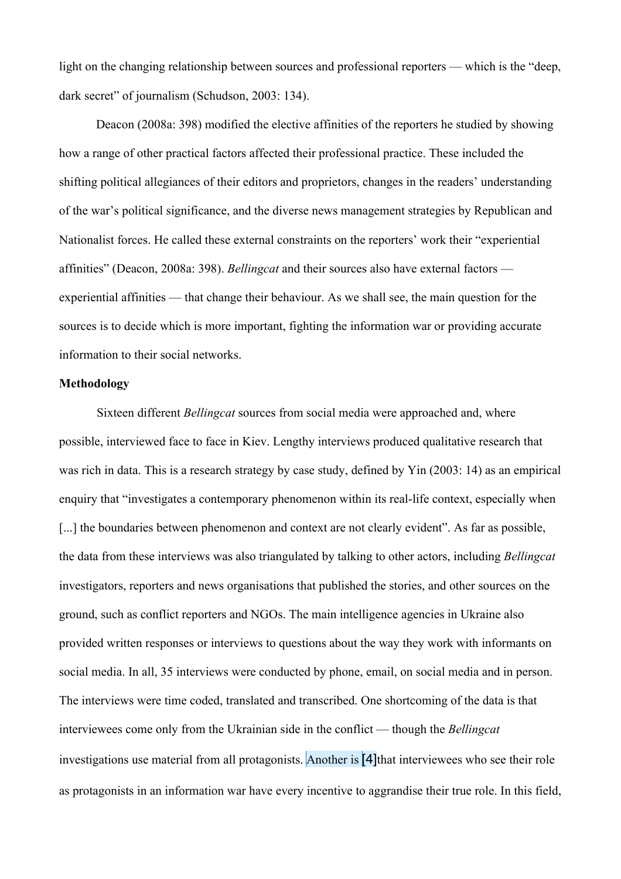light on the changing relationship between sources and professional reporters — which is the "deep, dark secret" of journalism (Schudson, 2003: 134).

Deacon (2008a: 398) modified the elective affinities of the reporters he studied by showing how a range of other practical factors affected their professional practice. These included the shifting political allegiances of their editors and proprietors, changes in the readers' understanding of the war's political significance, and the diverse news management strategies by Republican and Nationalist forces. He called these external constraints on the reporters' work their "experiential affinities" (Deacon, 2008a: 398). *Bellingcat* and their sources also have external factors — experiential affinities — that change their behaviour. As we shall see, the main question for the sources is to decide which is more important, fighting the information war or providing accurate information to their social networks.

**Methodology**

Sixteen different *Bellingcat* sources from social media were approached and, where possible, interviewed face to face in Kiev. Lengthy interviews produced qualitative research that was rich in data. This is a research strategy by case study, defined by Yin (2003: 14) as an empirical enquiry that "investigates a contemporary phenomenon within its real-life context, especially when [...] the boundaries between phenomenon and context are not clearly evident". As far as possible, the data from these interviews was also triangulated by talking to other actors, including *Bellingcat* investigators, reporters and news organisations that published the stories, and other sources on the ground, such as conflict reporters and NGOs. The main intelligence agencies in Ukraine also provided written responses or interviews to questions about the way they work with informants on social media. In all, 35 interviews were conducted by phone, email, on social media and in person. The interviews were time coded, translated and transcribed. One shortcoming of the data is that interviewees come only from the Ukrainian side in the conflict — though the *Bellingcat* investigations use material from all protagonists. Another is [4]that interviewees who see their role as protagonists in an information war have every incentive to aggrandise their true role. In this field,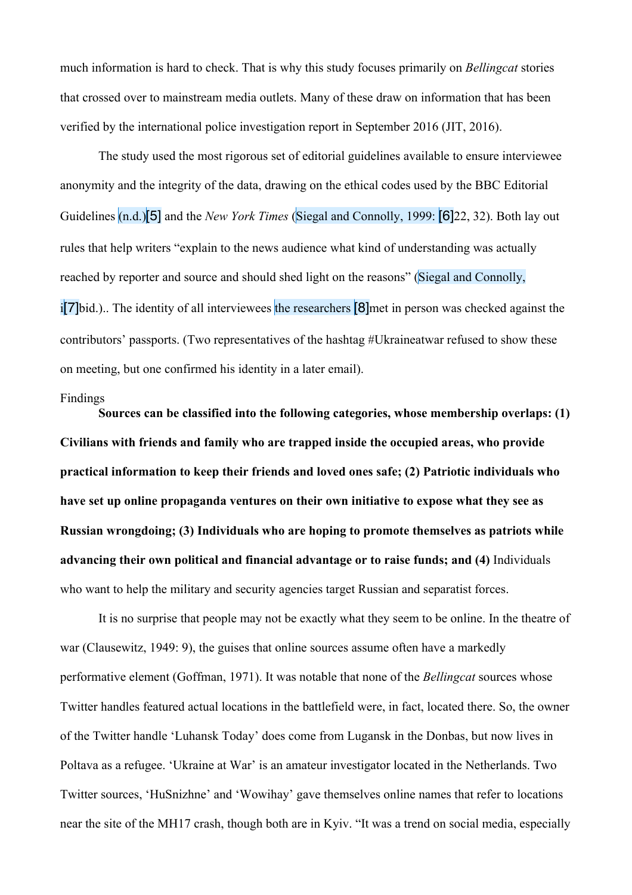much information is hard to check. That is why this study focuses primarily on *Bellingcat* stories that crossed over to mainstream media outlets. Many of these draw on information that has been verified by the international police investigation report in September 2016 (JIT, 2016).

The study used the most rigorous set of editorial guidelines available to ensure interviewee anonymity and the integrity of the data, drawing on the ethical codes used by the BBC Editorial Guidelines (n.d.)[5] and the *New York Times* (Siegal and Connolly, 1999: [6]22, 32). Both lay out rules that help writers "explain to the news audience what kind of understanding was actually reached by reporter and source and should shed light on the reasons" (Siegal and Connolly, i[7]bid.).. The identity of all interviewees the researchers [8]met in person was checked against the contributors' passports. (Two representatives of the hashtag #Ukraineatwar refused to show these on meeting, but one confirmed his identity in a later email).

## Findings

**Sources can be classified into the following categories, whose membership overlaps: (1) Civilians with friends and family who are trapped inside the occupied areas, who provide practical information to keep their friends and loved ones safe; (2) Patriotic individuals who have set up online propaganda ventures on their own initiative to expose what they see as Russian wrongdoing; (3) Individuals who are hoping to promote themselves as patriots while advancing their own political and financial advantage or to raise funds; and (4)** Individuals who want to help the military and security agencies target Russian and separatist forces.

It is no surprise that people may not be exactly what they seem to be online. In the theatre of war (Clausewitz, 1949: 9), the guises that online sources assume often have a markedly performative element (Goffman, 1971). It was notable that none of the *Bellingcat* sources whose Twitter handles featured actual locations in the battlefield were, in fact, located there. So, the owner of the Twitter handle 'Luhansk Today' does come from Lugansk in the Donbas, but now lives in Poltava as a refugee. 'Ukraine at War' is an amateur investigator located in the Netherlands. Two Twitter sources, 'HuSnizhne' and 'Wowihay' gave themselves online names that refer to locations near the site of the MH17 crash, though both are in Kyiv. "It was a trend on social media, especially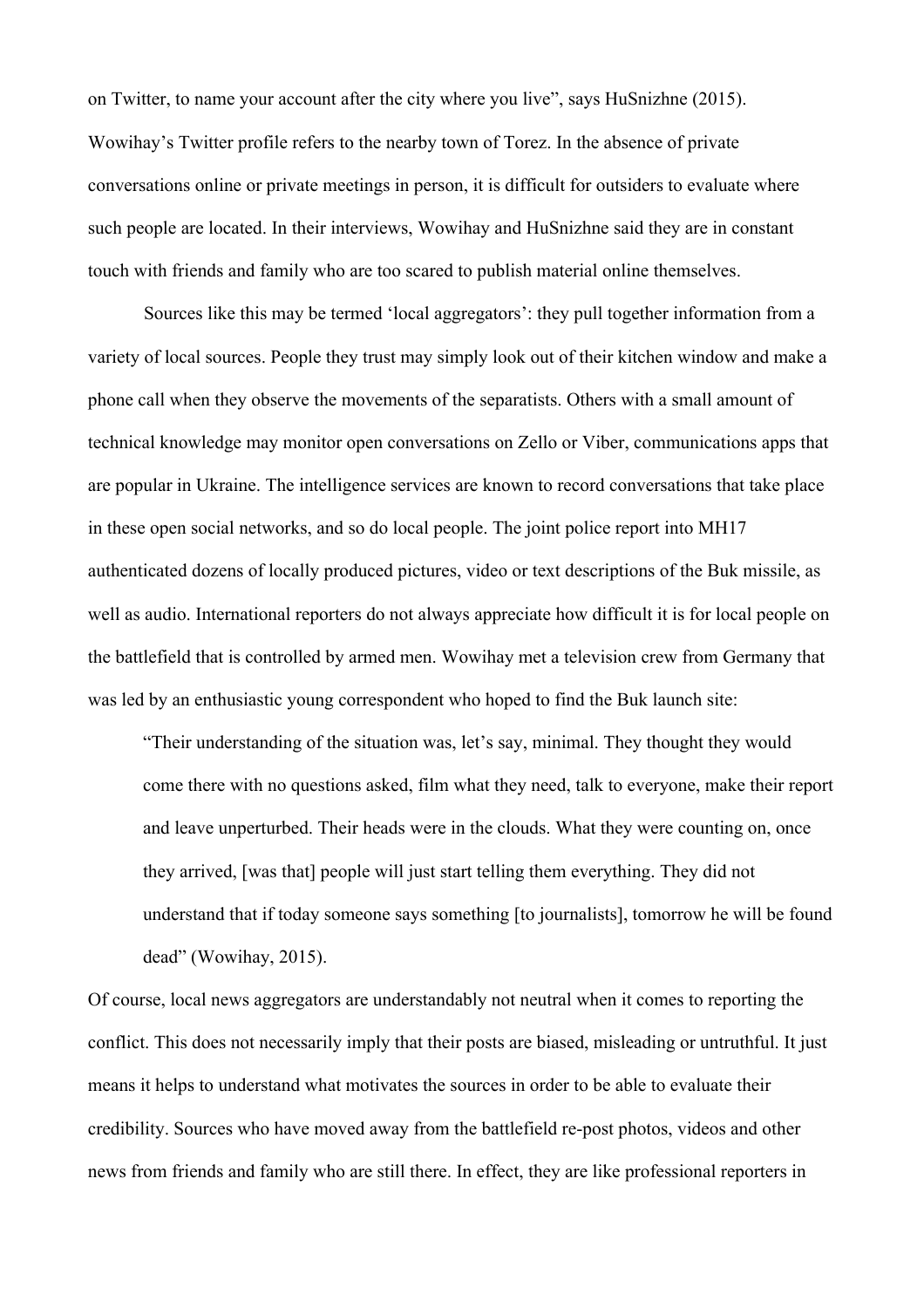on Twitter, to name your account after the city where you live", says HuSnizhne (2015). Wowihay's Twitter profile refers to the nearby town of Torez. In the absence of private conversations online or private meetings in person, it is difficult for outsiders to evaluate where such people are located. In their interviews, Wowihay and HuSnizhne said they are in constant touch with friends and family who are too scared to publish material online themselves.

Sources like this may be termed 'local aggregators': they pull together information from a variety of local sources. People they trust may simply look out of their kitchen window and make a phone call when they observe the movements of the separatists. Others with a small amount of technical knowledge may monitor open conversations on Zello or Viber, communications apps that are popular in Ukraine. The intelligence services are known to record conversations that take place in these open social networks, and so do local people. The joint police report into MH17 authenticated dozens of locally produced pictures, video or text descriptions of the Buk missile, as well as audio. International reporters do not always appreciate how difficult it is for local people on the battlefield that is controlled by armed men. Wowihay met a television crew from Germany that was led by an enthusiastic young correspondent who hoped to find the Buk launch site:

> "Their understanding of the situation was, let's say, minimal. They thought they would come there with no questions asked, film what they need, talk to everyone, make their report and leave unperturbed. Their heads were in the clouds. What they were counting on, once they arrived, [was that] people will just start telling them everything. They did not understand that if today someone says something [to journalists], tomorrow he will be found dead" (Wowihay, 2015).

Of course, local news aggregators are understandably not neutral when it comes to reporting the conflict. This does not necessarily imply that their posts are biased, misleading or untruthful. It just means it helps to understand what motivates the sources in order to be able to evaluate their credibility. Sources who have moved away from the battlefield re-post photos, videos and other news from friends and family who are still there. In effect, they are like professional reporters in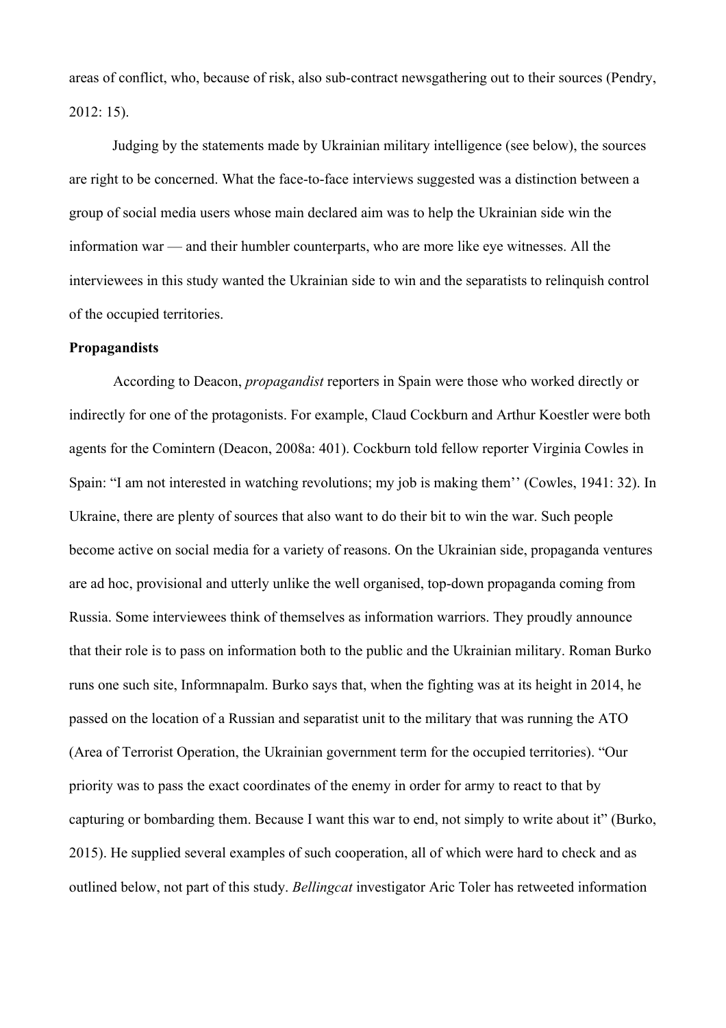areas of conflict, who, because of risk, also sub-contract newsgathering out to their sources (Pendry, 2012: 15).

Judging by the statements made by Ukrainian military intelligence (see below), the sources are right to be concerned. What the face-to-face interviews suggested was a distinction between a group of social media users whose main declared aim was to help the Ukrainian side win the information war — and their humbler counterparts, who are more like eye witnesses. All the interviewees in this study wanted the Ukrainian side to win and the separatists to relinquish control of the occupied territories.

**Propagandists**

According to Deacon, *propagandist* reporters in Spain were those who worked directly or indirectly for one of the protagonists. For example, Claud Cockburn and Arthur Koestler were both agents for the Comintern (Deacon, 2008a: 401). Cockburn told fellow reporter Virginia Cowles in Spain: "I am not interested in watching revolutions; my job is making them'' (Cowles, 1941: 32). In Ukraine, there are plenty of sources that also want to do their bit to win the war. Such people become active on social media for a variety of reasons. On the Ukrainian side, propaganda ventures are ad hoc, provisional and utterly unlike the well organised, top-down propaganda coming from Russia. Some interviewees think of themselves as information warriors. They proudly announce that their role is to pass on information both to the public and the Ukrainian military. Roman Burko runs one such site, Informnapalm. Burko says that, when the fighting was at its height in 2014, he passed on the location of a Russian and separatist unit to the military that was running the ATO (Area of Terrorist Operation, the Ukrainian government term for the occupied territories). "Our priority was to pass the exact coordinates of the enemy in order for army to react to that by capturing or bombarding them. Because I want this war to end, not simply to write about it" (Burko, 2015). He supplied several examples of such cooperation, all of which were hard to check and as outlined below, not part of this study. *Bellingcat* investigator Aric Toler has retweeted information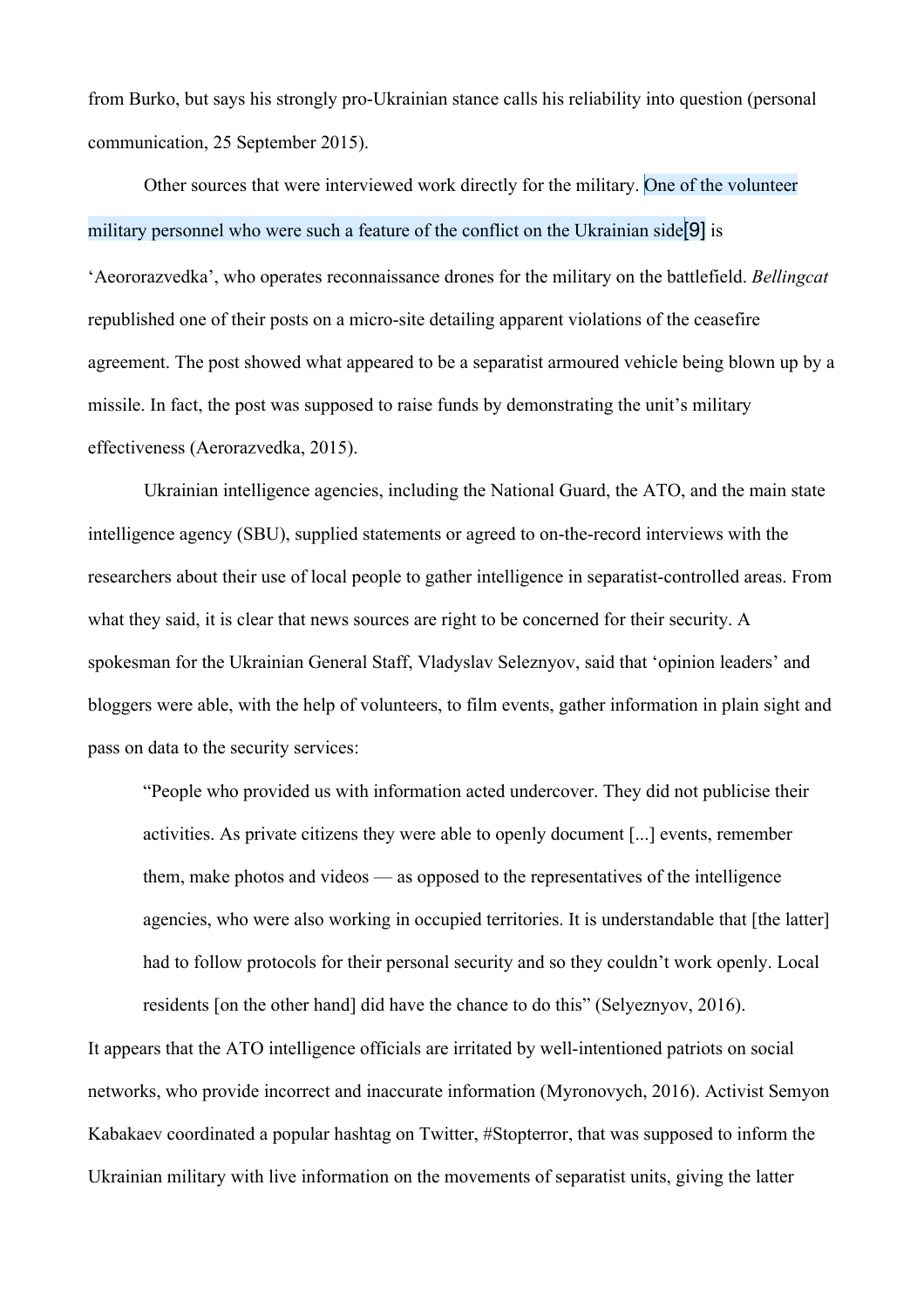from Burko, but says his strongly pro-Ukrainian stance calls his reliability into question (personal communication, 25 September 2015).

Other sources that were interviewed work directly for the military. One of the volunteer military personnel who were such a feature of the conflict on the Ukrainian side[9] is 'Aeororazvedka', who operates reconnaissance drones for the military on the battlefield. *Bellingcat* republished one of their posts on a micro-site detailing apparent violations of the ceasefire agreement. The post showed what appeared to be a separatist armoured vehicle being blown up by a missile. In fact, the post was supposed to raise funds by demonstrating the unit's military effectiveness (Aerorazvedka, 2015).

Ukrainian intelligence agencies, including the National Guard, the ATO, and the main state intelligence agency (SBU), supplied statements or agreed to on-the-record interviews with the researchers about their use of local people to gather intelligence in separatist-controlled areas. From what they said, it is clear that news sources are right to be concerned for their security. A spokesman for the Ukrainian General Staff, Vladyslav Seleznyov, said that 'opinion leaders' and bloggers were able, with the help of volunteers, to film events, gather information in plain sight and pass on data to the security services:

> "People who provided us with information acted undercover. They did not publicise their activities. As private citizens they were able to openly document [...] events, remember them, make photos and videos — as opposed to the representatives of the intelligence agencies, who were also working in occupied territories. It is understandable that [the latter] had to follow protocols for their personal security and so they couldn't work openly. Local residents [on the other hand] did have the chance to do this" (Selyeznyov, 2016).

It appears that the ATO intelligence officials are irritated by well-intentioned patriots on social networks, who provide incorrect and inaccurate information (Myronovych, 2016). Activist Semyon Kabakaev coordinated a popular hashtag on Twitter, #Stopterror, that was supposed to inform the Ukrainian military with live information on the movements of separatist units, giving the latter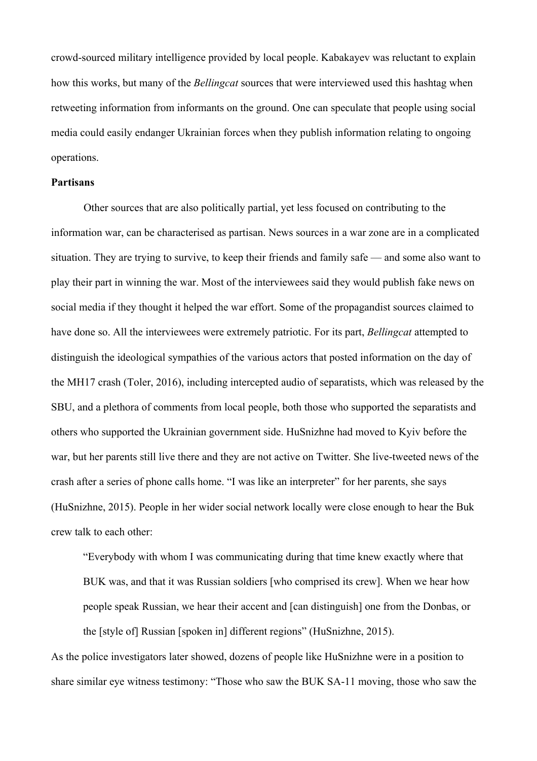crowd-sourced military intelligence provided by local people. Kabakayev was reluctant to explain how this works, but many of the *Bellingcat* sources that were interviewed used this hashtag when retweeting information from informants on the ground. One can speculate that people using social media could easily endanger Ukrainian forces when they publish information relating to ongoing operations.

**Partisans**

Other sources that are also politically partial, yet less focused on contributing to the information war, can be characterised as partisan. News sources in a war zone are in a complicated situation. They are trying to survive, to keep their friends and family safe — and some also want to play their part in winning the war. Most of the interviewees said they would publish fake news on social media if they thought it helped the war effort. Some of the propagandist sources claimed to have done so. All the interviewees were extremely patriotic. For its part, *Bellingcat* attempted to distinguish the ideological sympathies of the various actors that posted information on the day of the MH17 crash (Toler, 2016), including intercepted audio of separatists, which was released by the SBU, and a plethora of comments from local people, both those who supported the separatists and others who supported the Ukrainian government side. HuSnizhne had moved to Kyiv before the war, but her parents still live there and they are not active on Twitter. She live-tweeted news of the crash after a series of phone calls home. "I was like an interpreter" for her parents, she says (HuSnizhne, 2015). People in her wider social network locally were close enough to hear the Buk crew talk to each other:

> "Everybody with whom I was communicating during that time knew exactly where that BUK was, and that it was Russian soldiers [who comprised its crew]. When we hear how people speak Russian, we hear their accent and [can distinguish] one from the Donbas, or the [style of] Russian [spoken in] different regions" (HuSnizhne, 2015).

As the police investigators later showed, dozens of people like HuSnizhne were in a position to share similar eye witness testimony: "Those who saw the BUK SA-11 moving, those who saw the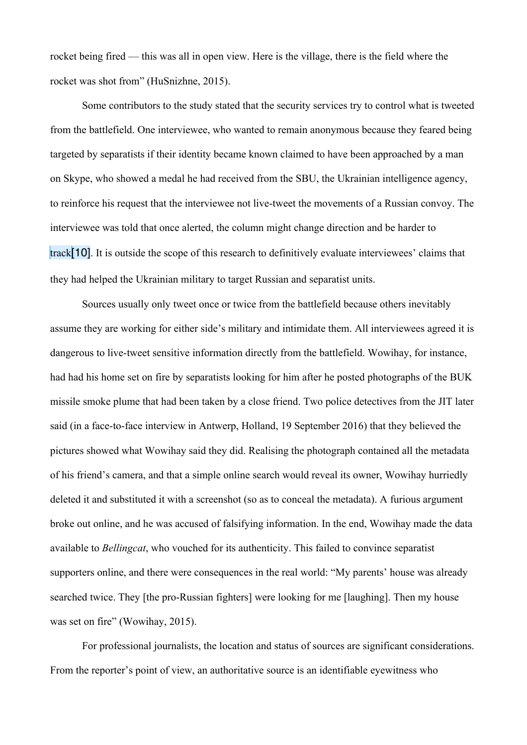rocket being fired — this was all in open view. Here is the village, there is the field where the rocket was shot from" (HuSnizhne, 2015).

Some contributors to the study stated that the security services try to control what is tweeted from the battlefield. One interviewee, who wanted to remain anonymous because they feared being targeted by separatists if their identity became known claimed to have been approached by a man on Skype, who showed a medal he had received from the SBU, the Ukrainian intelligence agency, to reinforce his request that the interviewee not live-tweet the movements of a Russian convoy. The interviewee was told that once alerted, the column might change direction and be harder to track[10]. It is outside the scope of this research to definitively evaluate interviewees' claims that they had helped the Ukrainian military to target Russian and separatist units.

Sources usually only tweet once or twice from the battlefield because others inevitably assume they are working for either side's military and intimidate them. All interviewees agreed it is dangerous to live-tweet sensitive information directly from the battlefield. Wowihay, for instance, had had his home set on fire by separatists looking for him after he posted photographs of the BUK missile smoke plume that had been taken by a close friend. Two police detectives from the JIT later said (in a face-to-face interview in Antwerp, Holland, 19 September 2016) that they believed the pictures showed what Wowihay said they did. Realising the photograph contained all the metadata of his friend's camera, and that a simple online search would reveal its owner, Wowihay hurriedly deleted it and substituted it with a screenshot (so as to conceal the metadata). A furious argument broke out online, and he was accused of falsifying information. In the end, Wowihay made the data available to *Bellingcat*, who vouched for its authenticity. This failed to convince separatist supporters online, and there were consequences in the real world: "My parents' house was already searched twice. They [the pro-Russian fighters] were looking for me [laughing]. Then my house was set on fire" (Wowihay, 2015).

For professional journalists, the location and status of sources are significant considerations. From the reporter's point of view, an authoritative source is an identifiable eyewitness who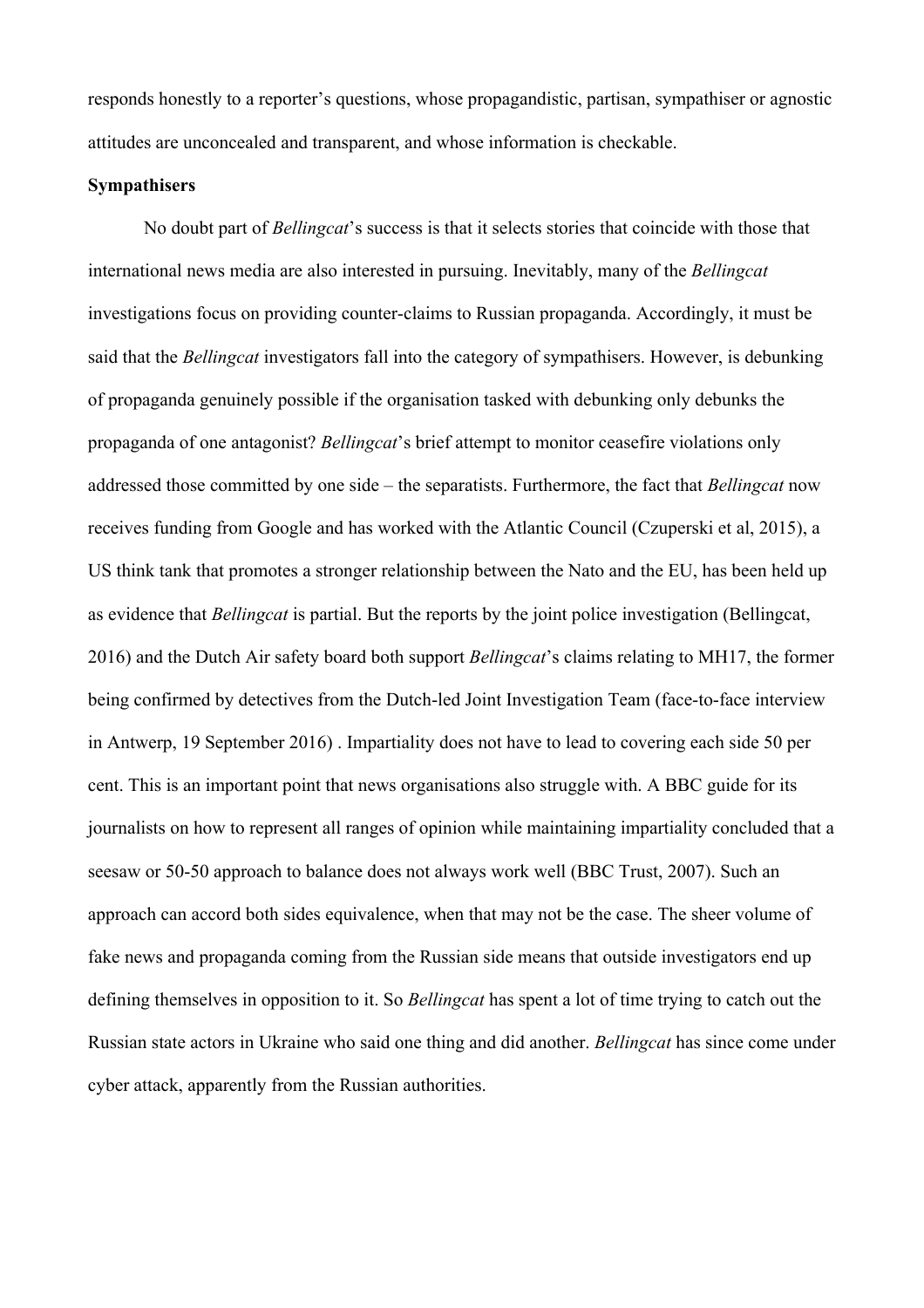responds honestly to a reporter's questions, whose propagandistic, partisan, sympathiser or agnostic attitudes are unconcealed and transparent, and whose information is checkable.

**Sympathisers**

No doubt part of *Bellingcat*'s success is that it selects stories that coincide with those that international news media are also interested in pursuing. Inevitably, many of the *Bellingcat* investigations focus on providing counter-claims to Russian propaganda. Accordingly, it must be said that the *Bellingcat* investigators fall into the category of sympathisers. However, is debunking of propaganda genuinely possible if the organisation tasked with debunking only debunks the propaganda of one antagonist? *Bellingcat*'s brief attempt to monitor ceasefire violations only addressed those committed by one side – the separatists. Furthermore, the fact that *Bellingcat* now receives funding from Google and has worked with the Atlantic Council (Czuperski et al, 2015), a US think tank that promotes a stronger relationship between the Nato and the EU, has been held up as evidence that *Bellingcat* is partial. But the reports by the joint police investigation (Bellingcat, 2016) and the Dutch Air safety board both support *Bellingcat*'s claims relating to MH17, the former being confirmed by detectives from the Dutch-led Joint Investigation Team (face-to-face interview in Antwerp, 19 September 2016) . Impartiality does not have to lead to covering each side 50 per cent. This is an important point that news organisations also struggle with. A BBC guide for its journalists on how to represent all ranges of opinion while maintaining impartiality concluded that a seesaw or 50-50 approach to balance does not always work well (BBC Trust, 2007). Such an approach can accord both sides equivalence, when that may not be the case. The sheer volume of fake news and propaganda coming from the Russian side means that outside investigators end up defining themselves in opposition to it. So *Bellingcat* has spent a lot of time trying to catch out the Russian state actors in Ukraine who said one thing and did another. *Bellingcat* has since come under cyber attack, apparently from the Russian authorities.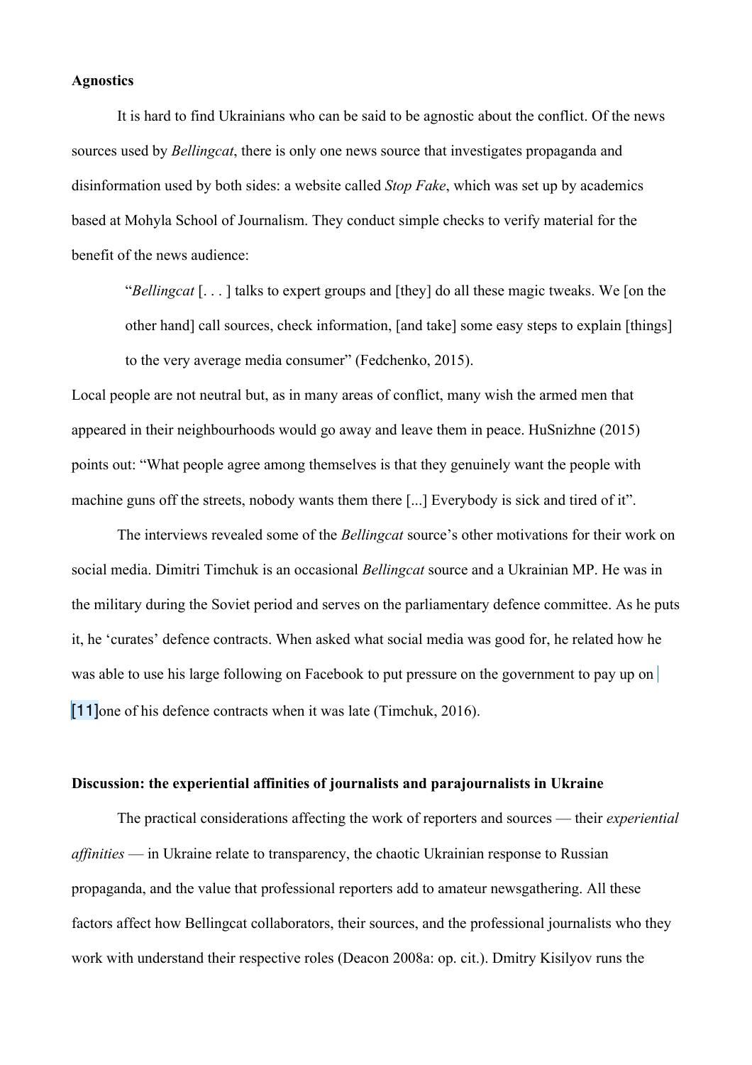**Agnostics**

It is hard to find Ukrainians who can be said to be agnostic about the conflict. Of the news sources used by *Bellingcat*, there is only one news source that investigates propaganda and disinformation used by both sides: a website called *Stop Fake*, which was set up by academics based at Mohyla School of Journalism. They conduct simple checks to verify material for the benefit of the news audience:

> "*Bellingcat* [. . . ] talks to expert groups and [they] do all these magic tweaks. We [on the other hand] call sources, check information, [and take] some easy steps to explain [things] to the very average media consumer" (Fedchenko, 2015).

Local people are not neutral but, as in many areas of conflict, many wish the armed men that appeared in their neighbourhoods would go away and leave them in peace. HuSnizhne (2015) points out: "What people agree among themselves is that they genuinely want the people with machine guns off the streets, nobody wants them there [...] Everybody is sick and tired of it".

The interviews revealed some of the *Bellingcat* source's other motivations for their work on social media. Dimitri Timchuk is an occasional *Bellingcat* source and a Ukrainian MP. He was in the military during the Soviet period and serves on the parliamentary defence committee. As he puts it, he 'curates' defence contracts. When asked what social media was good for, he related how he was able to use his large following on Facebook to put pressure on the government to pay up on [11]one of his defence contracts when it was late (Timchuk, 2016).

**Discussion: the experiential affinities of journalists and parajournalists in Ukraine**

The practical considerations affecting the work of reporters and sources — their *experiential affinities* — in Ukraine relate to transparency, the chaotic Ukrainian response to Russian propaganda, and the value that professional reporters add to amateur newsgathering. All these factors affect how Bellingcat collaborators, their sources, and the professional journalists who they work with understand their respective roles (Deacon 2008a: op. cit.). Dmitry Kisilyov runs the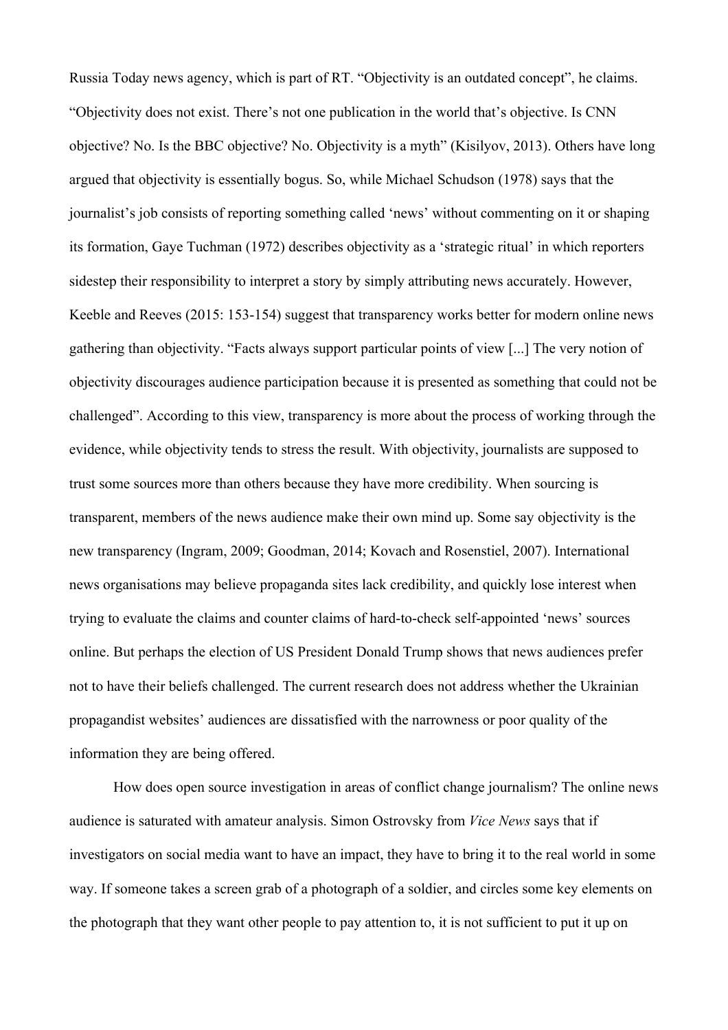Russia Today news agency, which is part of RT. “Objectivity is an outdated concept”, he claims. “Objectivity does not exist. There’s not one publication in the world that’s objective. Is CNN objective? No. Is the BBC objective? No. Objectivity is a myth” (Kisilyov, 2013). Others have long argued that objectivity is essentially bogus. So, while Michael Schudson (1978) says that the journalist’s job consists of reporting something called ‘news’ without commenting on it or shaping its formation, Gaye Tuchman (1972) describes objectivity as a ‘strategic ritual’ in which reporters sidestep their responsibility to interpret a story by simply attributing news accurately. However, Keeble and Reeves (2015: 153-154) suggest that transparency works better for modern online news gathering than objectivity. “Facts always support particular points of view [...] The very notion of objectivity discourages audience participation because it is presented as something that could not be challenged”. According to this view, transparency is more about the process of working through the evidence, while objectivity tends to stress the result. With objectivity, journalists are supposed to trust some sources more than others because they have more credibility. When sourcing is transparent, members of the news audience make their own mind up. Some say objectivity is the new transparency (Ingram, 2009; Goodman, 2014; Kovach and Rosenstiel, 2007). International news organisations may believe propaganda sites lack credibility, and quickly lose interest when trying to evaluate the claims and counter claims of hard-to-check self-appointed ‘news’ sources online. But perhaps the election of US President Donald Trump shows that news audiences prefer not to have their beliefs challenged. The current research does not address whether the Ukrainian propagandist websites’ audiences are dissatisfied with the narrowness or poor quality of the information they are being offered.

How does open source investigation in areas of conflict change journalism? The online news audience is saturated with amateur analysis. Simon Ostrovsky from *Vice News* says that if investigators on social media want to have an impact, they have to bring it to the real world in some way. If someone takes a screen grab of a photograph of a soldier, and circles some key elements on the photograph that they want other people to pay attention to, it is not sufficient to put it up on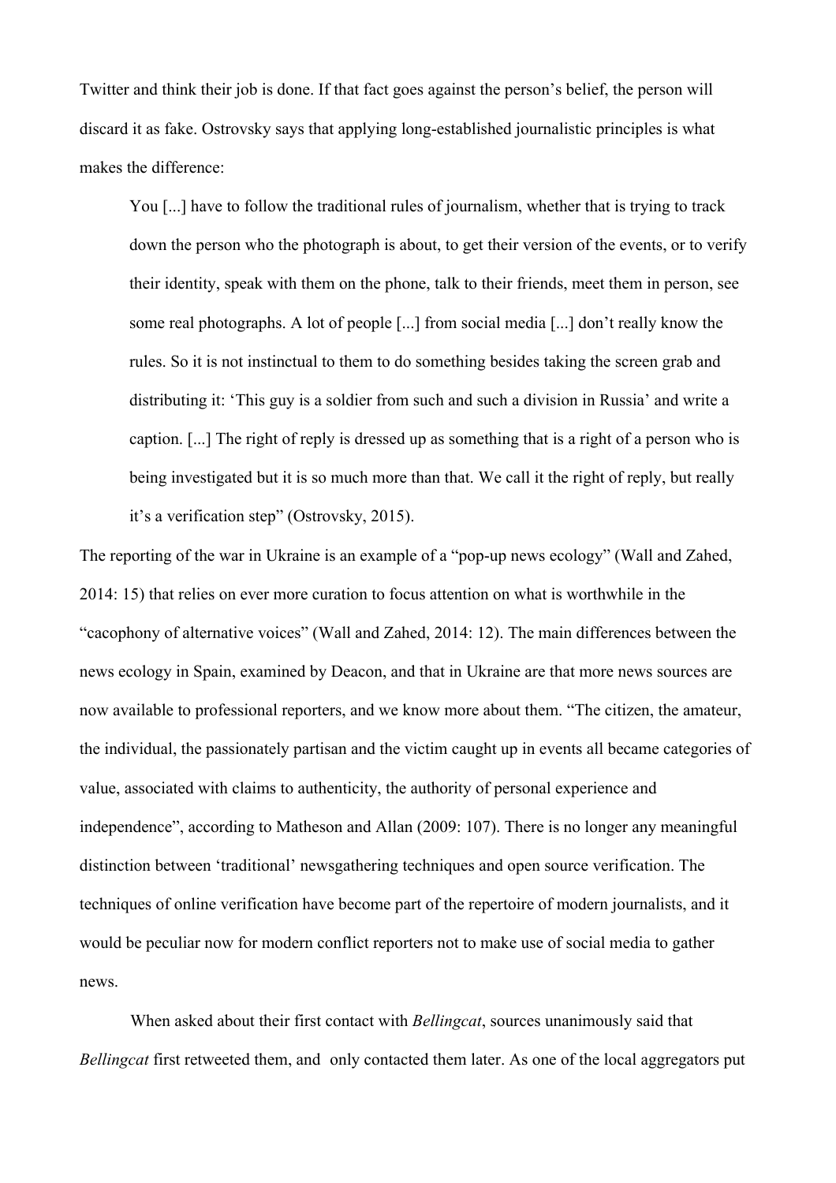Twitter and think their job is done. If that fact goes against the person's belief, the person will discard it as fake. Ostrovsky says that applying long-established journalistic principles is what makes the difference:

> You [...] have to follow the traditional rules of journalism, whether that is trying to track down the person who the photograph is about, to get their version of the events, or to verify their identity, speak with them on the phone, talk to their friends, meet them in person, see some real photographs. A lot of people [...] from social media [...] don't really know the rules. So it is not instinctual to them to do something besides taking the screen grab and distributing it: 'This guy is a soldier from such and such a division in Russia' and write a caption. [...] The right of reply is dressed up as something that is a right of a person who is being investigated but it is so much more than that. We call it the right of reply, but really it's a verification step" (Ostrovsky, 2015).

The reporting of the war in Ukraine is an example of a "pop-up news ecology" (Wall and Zahed, 2014: 15) that relies on ever more curation to focus attention on what is worthwhile in the "cacophony of alternative voices" (Wall and Zahed, 2014: 12). The main differences between the news ecology in Spain, examined by Deacon, and that in Ukraine are that more news sources are now available to professional reporters, and we know more about them. "The citizen, the amateur, the individual, the passionately partisan and the victim caught up in events all became categories of value, associated with claims to authenticity, the authority of personal experience and independence", according to Matheson and Allan (2009: 107). There is no longer any meaningful distinction between 'traditional' newsgathering techniques and open source verification. The techniques of online verification have become part of the repertoire of modern journalists, and it would be peculiar now for modern conflict reporters not to make use of social media to gather news.

When asked about their first contact with *Bellingcat*, sources unanimously said that *Bellingcat* first retweeted them, and only contacted them later. As one of the local aggregators put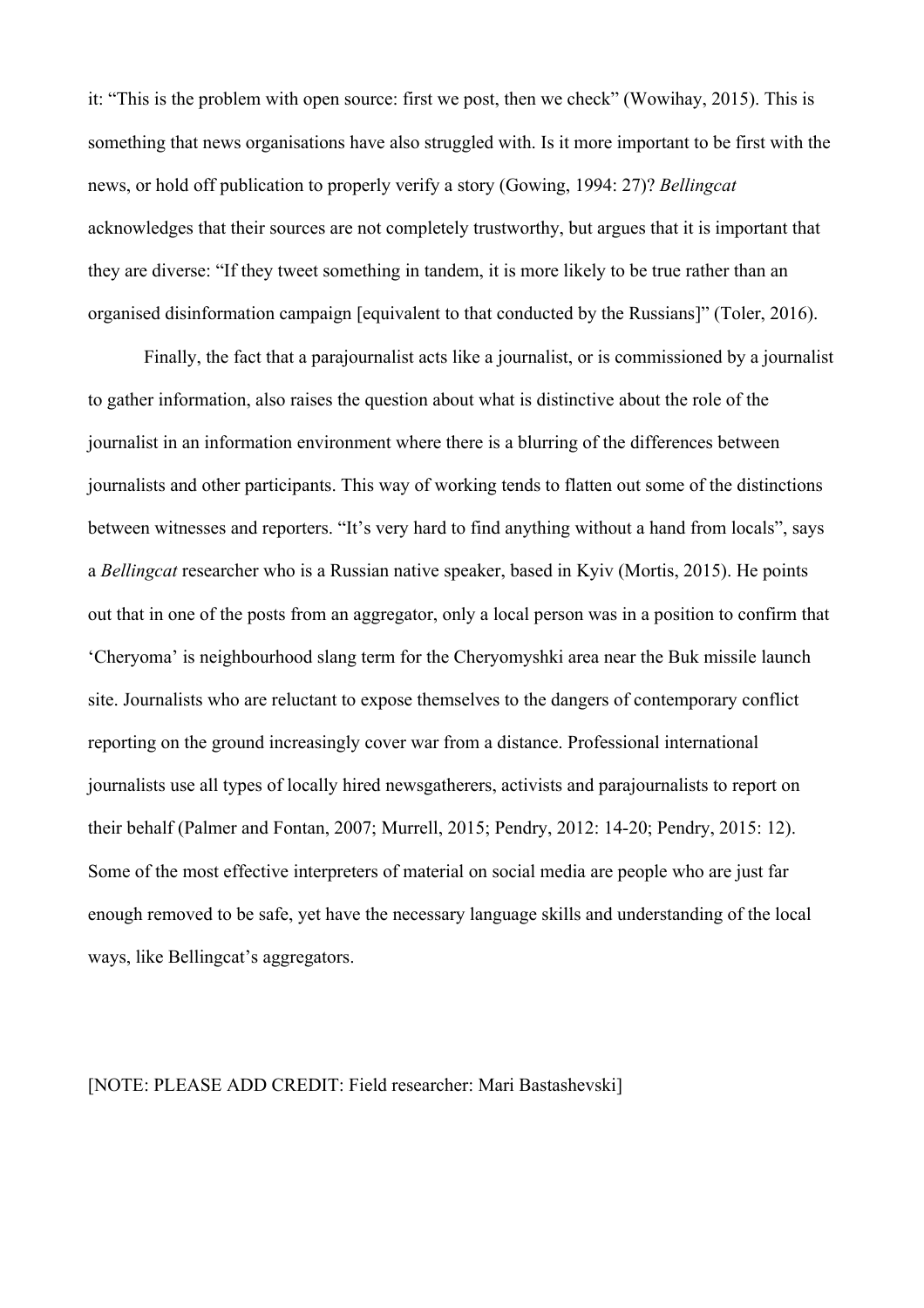it: "This is the problem with open source: first we post, then we check" (Wowihay, 2015). This is something that news organisations have also struggled with. Is it more important to be first with the news, or hold off publication to properly verify a story (Gowing, 1994: 27)? *Bellingcat* acknowledges that their sources are not completely trustworthy, but argues that it is important that they are diverse: "If they tweet something in tandem, it is more likely to be true rather than an organised disinformation campaign [equivalent to that conducted by the Russians]" (Toler, 2016).

Finally, the fact that a parajournalist acts like a journalist, or is commissioned by a journalist to gather information, also raises the question about what is distinctive about the role of the journalist in an information environment where there is a blurring of the differences between journalists and other participants. This way of working tends to flatten out some of the distinctions between witnesses and reporters. "It's very hard to find anything without a hand from locals", says a *Bellingcat* researcher who is a Russian native speaker, based in Kyiv (Mortis, 2015). He points out that in one of the posts from an aggregator, only a local person was in a position to confirm that 'Cheryoma' is neighbourhood slang term for the Cheryomyshki area near the Buk missile launch site. Journalists who are reluctant to expose themselves to the dangers of contemporary conflict reporting on the ground increasingly cover war from a distance. Professional international journalists use all types of locally hired newsgatherers, activists and parajournalists to report on their behalf (Palmer and Fontan, 2007; Murrell, 2015; Pendry, 2012: 14-20; Pendry, 2015: 12). Some of the most effective interpreters of material on social media are people who are just far enough removed to be safe, yet have the necessary language skills and understanding of the local ways, like Bellingcat's aggregators.

[NOTE: PLEASE ADD CREDIT: Field researcher: Mari Bastashevski]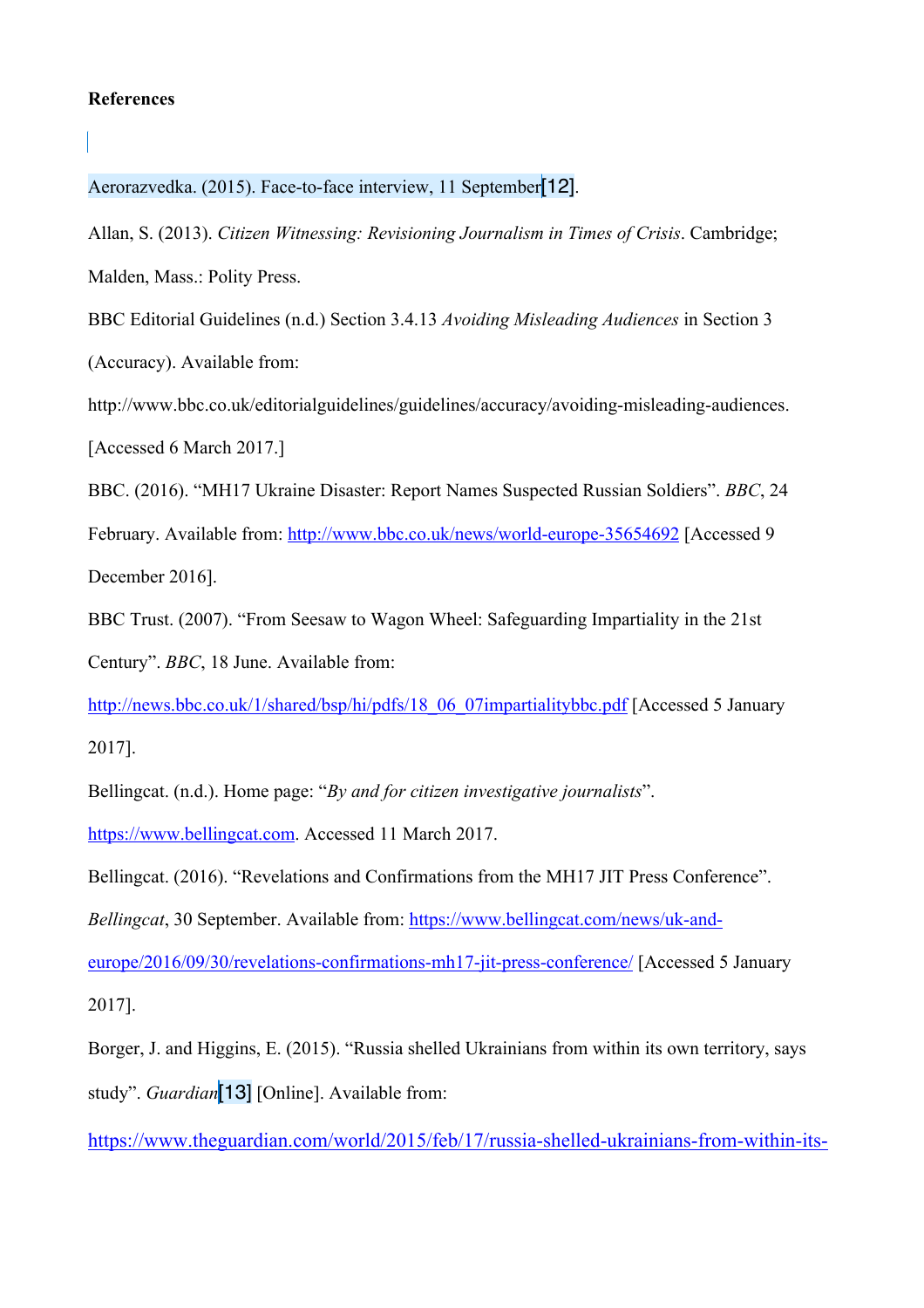**References**

Aerorazvedka. (2015). Face-to-face interview, 11 September[12].

Allan, S. (2013). *Citizen Witnessing: Revisioning Journalism in Times of Crisis*. Cambridge; Malden, Mass.: Polity Press.

BBC Editorial Guidelines (n.d.) Section 3.4.13 *Avoiding Misleading Audiences* in Section 3 (Accuracy). Available from: http://www.bbc.co.uk/editorialguidelines/guidelines/accuracy/avoiding-misleading-audiences. [Accessed 6 March 2017.]

BBC. (2016). "MH17 Ukraine Disaster: Report Names Suspected Russian Soldiers". *BBC*, 24 February. Available from: http://www.bbc.co.uk/news/world-europe-35654692 [Accessed 9 December 2016].

BBC Trust. (2007). "From Seesaw to Wagon Wheel: Safeguarding Impartiality in the 21st Century". *BBC*, 18 June. Available from: http://news.bbc.co.uk/1/shared/bsp/hi/pdfs/18_06_07impartialitybbc.pdf [Accessed 5 January 2017].

Bellingcat. (n.d.). Home page: "*By and for citizen investigative journalists*". https://www.bellingcat.com. Accessed 11 March 2017.

Bellingcat. (2016). "Revelations and Confirmations from the MH17 JIT Press Conference". *Bellingcat*, 30 September. Available from: https://www.bellingcat.com/news/uk-and-europe/2016/09/30/revelations-confirmations-mh17-jit-press-conference/ [Accessed 5 January 2017].

Borger, J. and Higgins, E. (2015). "Russia shelled Ukrainians from within its own territory, says study". *Guardian*[13] [Online]. Available from: https://www.theguardian.com/world/2015/feb/17/russia-shelled-ukrainians-from-within-its-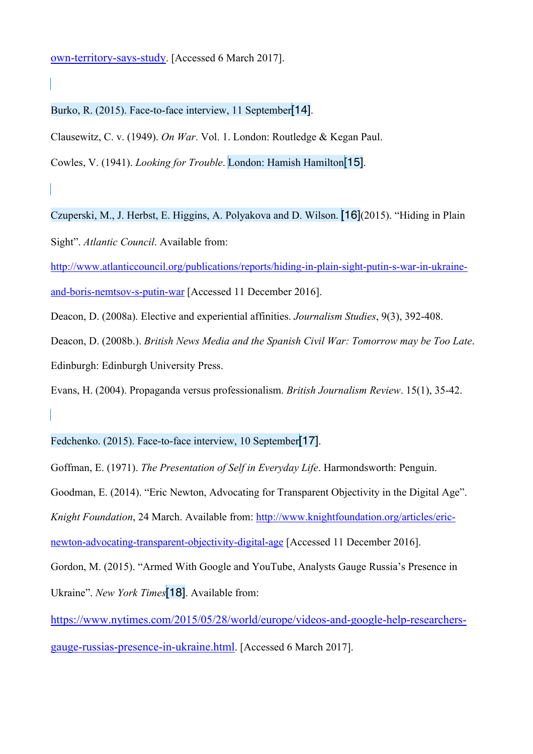own-territory-says-study. [Accessed 6 March 2017].

Burko, R. (2015). Face-to-face interview, 11 September[14].

Clausewitz, C. v. (1949). *On War*. Vol. 1. London: Routledge & Kegan Paul.

Cowles, V. (1941). *Looking for Trouble*. London: Hamish Hamilton[15].

Czuperski, M., J. Herbst, E. Higgins, A. Polyakova and D. Wilson. [16](2015). "Hiding in Plain Sight". *Atlantic Council*. Available from: http://www.atlanticcouncil.org/publications/reports/hiding-in-plain-sight-putin-s-war-in-ukraine-and-boris-nemtsov-s-putin-war [Accessed 11 December 2016].

Deacon, D. (2008a). Elective and experiential affinities. *Journalism Studies*, 9(3), 392-408.

Deacon, D. (2008b.). *British News Media and the Spanish Civil War: Tomorrow may be Too Late*. Edinburgh: Edinburgh University Press.

Evans, H. (2004). Propaganda versus professionalism. *British Journalism Review*. 15(1), 35-42.

Fedchenko. (2015). Face-to-face interview, 10 September[17].

Goffman, E. (1971). *The Presentation of Self in Everyday Life*. Harmondsworth: Penguin.

Goodman, E. (2014). "Eric Newton, Advocating for Transparent Objectivity in the Digital Age". *Knight Foundation*, 24 March. Available from: http://www.knightfoundation.org/articles/eric-newton-advocating-transparent-objectivity-digital-age [Accessed 11 December 2016].

Gordon, M. (2015). "Armed With Google and YouTube, Analysts Gauge Russia's Presence in Ukraine". *New York Times*[18]. Available from: https://www.nytimes.com/2015/05/28/world/europe/videos-and-google-help-researchers-gauge-russias-presence-in-ukraine.html. [Accessed 6 March 2017].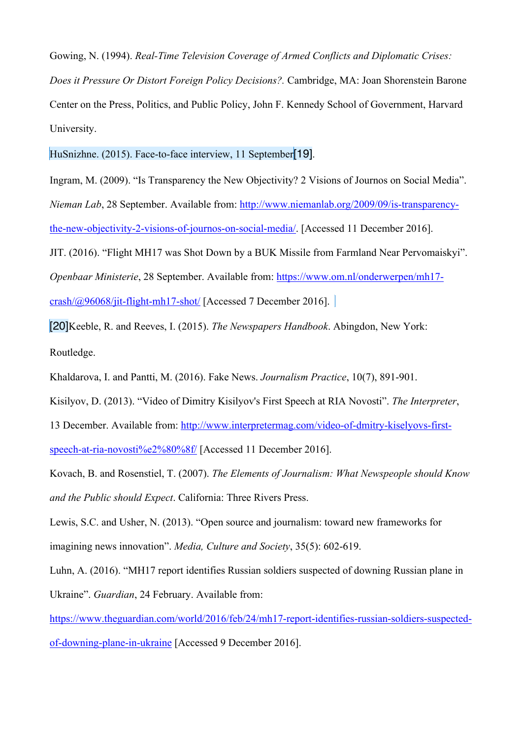Gowing, N. (1994). *Real-Time Television Coverage of Armed Conflicts and Diplomatic Crises: Does it Pressure Or Distort Foreign Policy Decisions?.* Cambridge, MA: Joan Shorenstein Barone Center on the Press, Politics, and Public Policy, John F. Kennedy School of Government, Harvard University.

HuSnizhne. (2015). Face-to-face interview, 11 September[19].

Ingram, M. (2009). "Is Transparency the New Objectivity? 2 Visions of Journos on Social Media". *Nieman Lab*, 28 September. Available from: http://www.niemanlab.org/2009/09/is-transparency-the-new-objectivity-2-visions-of-journos-on-social-media/. [Accessed 11 December 2016].

JIT. (2016). "Flight MH17 was Shot Down by a BUK Missile from Farmland Near Pervomaiskyi". *Openbaar Ministerie*, 28 September. Available from: https://www.om.nl/onderwerpen/mh17-crash/@96068/jit-flight-mh17-shot/ [Accessed 7 December 2016].

[20]Keeble, R. and Reeves, I. (2015). *The Newspapers Handbook*. Abingdon, New York: Routledge.

Khaldarova, I. and Pantti, M. (2016). Fake News. *Journalism Practice*, 10(7), 891-901.

Kisilyov, D. (2013). "Video of Dimitry Kisilyov's First Speech at RIA Novosti". *The Interpreter*, 13 December. Available from: http://www.interpretermag.com/video-of-dmitry-kiselyovs-first-speech-at-ria-novosti%e2%80%8f/ [Accessed 11 December 2016].

Kovach, B. and Rosenstiel, T. (2007). *The Elements of Journalism: What Newspeople should Know and the Public should Expect*. California: Three Rivers Press.

Lewis, S.C. and Usher, N. (2013). "Open source and journalism: toward new frameworks for imagining news innovation". *Media, Culture and Society*, 35(5): 602-619.

Luhn, A. (2016). "MH17 report identifies Russian soldiers suspected of downing Russian plane in Ukraine". *Guardian*, 24 February. Available from: https://www.theguardian.com/world/2016/feb/24/mh17-report-identifies-russian-soldiers-suspected-of-downing-plane-in-ukraine [Accessed 9 December 2016].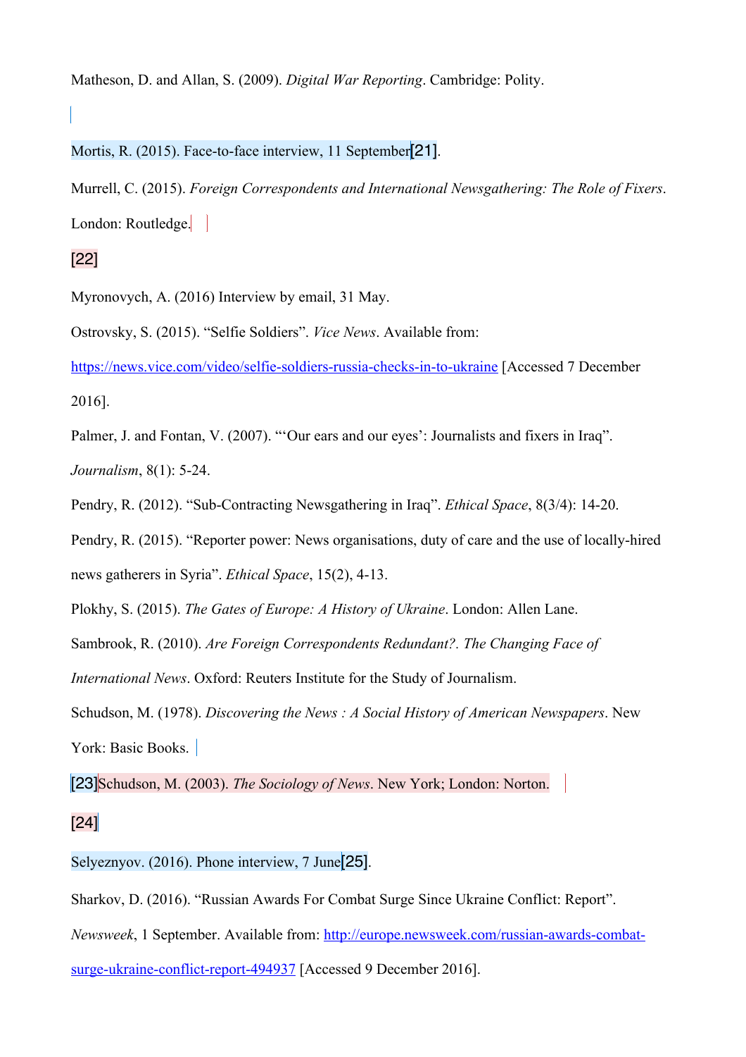Matheson, D. and Allan, S. (2009). *Digital War Reporting*. Cambridge: Polity.

Mortis, R. (2015). Face-to-face interview, 11 September[21].

Murrell, C. (2015). *Foreign Correspondents and International Newsgathering: The Role of Fixers*. London: Routledge.

[22]

Myronovych, A. (2016) Interview by email, 31 May.

Ostrovsky, S. (2015). "Selfie Soldiers". *Vice News*. Available from: https://news.vice.com/video/selfie-soldiers-russia-checks-in-to-ukraine [Accessed 7 December 2016].

Palmer, J. and Fontan, V. (2007). "'Our ears and our eyes': Journalists and fixers in Iraq". *Journalism*, 8(1): 5-24.

Pendry, R. (2012). "Sub-Contracting Newsgathering in Iraq". *Ethical Space*, 8(3/4): 14-20.

Pendry, R. (2015). "Reporter power: News organisations, duty of care and the use of locally-hired news gatherers in Syria". *Ethical Space*, 15(2), 4-13.

Plokhy, S. (2015). *The Gates of Europe: A History of Ukraine*. London: Allen Lane.

Sambrook, R. (2010). *Are Foreign Correspondents Redundant?. The Changing Face of International News*. Oxford: Reuters Institute for the Study of Journalism.

Schudson, M. (1978). *Discovering the News : A Social History of American Newspapers*. New York: Basic Books.

[23]Schudson, M. (2003). *The Sociology of News*. New York; London: Norton.

[24]

Selyeznyov. (2016). Phone interview, 7 June[25].

Sharkov, D. (2016). "Russian Awards For Combat Surge Since Ukraine Conflict: Report". *Newsweek*, 1 September. Available from: http://europe.newsweek.com/russian-awards-combat-surge-ukraine-conflict-report-494937 [Accessed 9 December 2016].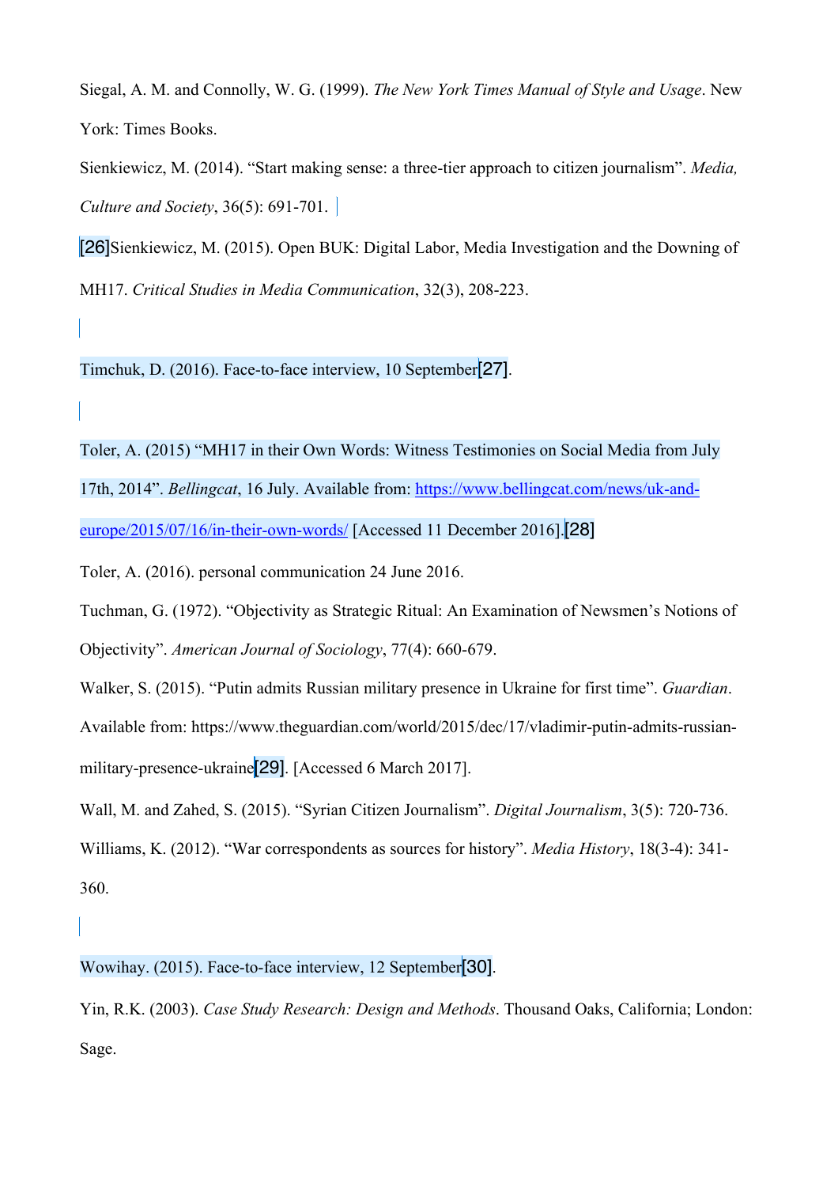Siegal, A. M. and Connolly, W. G. (1999). *The New York Times Manual of Style and Usage*. New York: Times Books.

Sienkiewicz, M. (2014). "Start making sense: a three-tier approach to citizen journalism". *Media, Culture and Society*, 36(5): 691-701.

[26]Sienkiewicz, M. (2015). Open BUK: Digital Labor, Media Investigation and the Downing of MH17. *Critical Studies in Media Communication*, 32(3), 208-223.

Timchuk, D. (2016). Face-to-face interview, 10 September[27].

Toler, A. (2015) "MH17 in their Own Words: Witness Testimonies on Social Media from July 17th, 2014". *Bellingcat*, 16 July. Available from: https://www.bellingcat.com/news/uk-and-europe/2015/07/16/in-their-own-words/ [Accessed 11 December 2016].[28]

Toler, A. (2016). personal communication 24 June 2016.

Tuchman, G. (1972). "Objectivity as Strategic Ritual: An Examination of Newsmen's Notions of Objectivity". *American Journal of Sociology*, 77(4): 660-679.

Walker, S. (2015). "Putin admits Russian military presence in Ukraine for first time". *Guardian*. Available from: https://www.theguardian.com/world/2015/dec/17/vladimir-putin-admits-russian-military-presence-ukraine[29]. [Accessed 6 March 2017].

Wall, M. and Zahed, S. (2015). "Syrian Citizen Journalism". *Digital Journalism*, 3(5): 720-736.

Williams, K. (2012). "War correspondents as sources for history". *Media History*, 18(3-4): 341-360.

Wowihay. (2015). Face-to-face interview, 12 September[30].

Yin, R.K. (2003). *Case Study Research: Design and Methods*. Thousand Oaks, California; London: Sage.